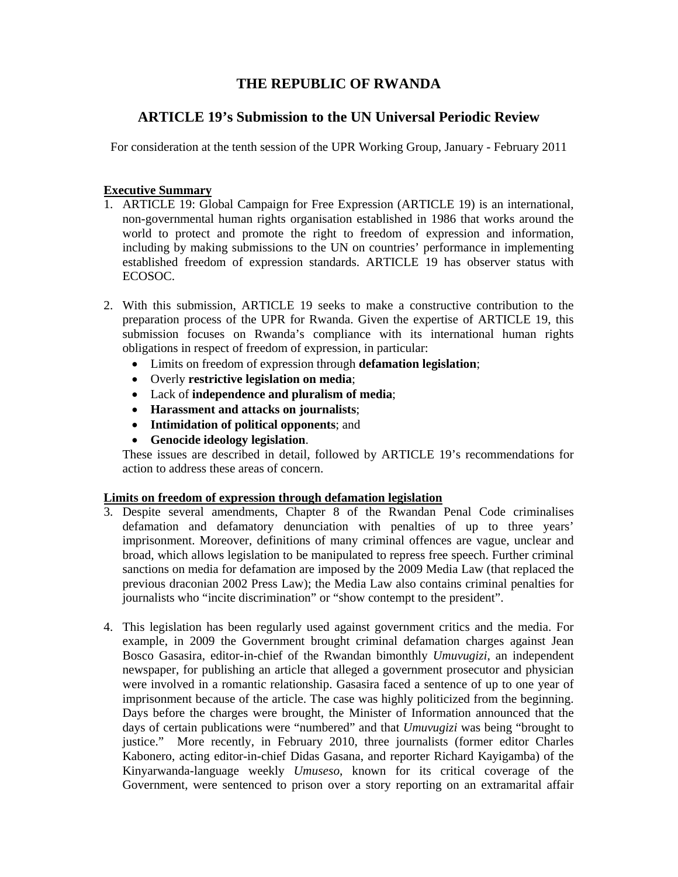# THE REPUBLIC OF RWANDA

## ARTICLE 19's Submission to the UN Universal Periodic Review

For consideration at the tenth session of the UPR Working Group, January - February 2011

**Executive Summary**

1. ARTICLE 19: Global Campaign for Free Expression (ARTICLE 19) is an international, non-governmental human rights organisation established in 1986 that works around the world to protect and promote the right to freedom of expression and information, including by making submissions to the UN on countries' performance in implementing established freedom of expression standards. ARTICLE 19 has observer status with ECOSOC.

2. With this submission, ARTICLE 19 seeks to make a constructive contribution to the preparation process of the UPR for Rwanda. Given the expertise of ARTICLE 19, this submission focuses on Rwanda's compliance with its international human rights obligations in respect of freedom of expression, in particular:
   - Limits on freedom of expression through **defamation legislation**;
   - Overly **restrictive legislation on media**;
   - Lack of **independence and pluralism of media**;
   - **Harassment and attacks on journalists**;
   - **Intimidation of political opponents**; and
   - **Genocide ideology legislation**.

   These issues are described in detail, followed by ARTICLE 19's recommendations for action to address these areas of concern.

**Limits on freedom of expression through defamation legislation**

3. Despite several amendments, Chapter 8 of the Rwandan Penal Code criminalises defamation and defamatory denunciation with penalties of up to three years' imprisonment. Moreover, definitions of many criminal offences are vague, unclear and broad, which allows legislation to be manipulated to repress free speech. Further criminal sanctions on media for defamation are imposed by the 2009 Media Law (that replaced the previous draconian 2002 Press Law); the Media Law also contains criminal penalties for journalists who "incite discrimination" or "show contempt to the president".

4. This legislation has been regularly used against government critics and the media. For example, in 2009 the Government brought criminal defamation charges against Jean Bosco Gasasira, editor-in-chief of the Rwandan bimonthly *Umuvugizi*, an independent newspaper, for publishing an article that alleged a government prosecutor and physician were involved in a romantic relationship. Gasasira faced a sentence of up to one year of imprisonment because of the article. The case was highly politicized from the beginning. Days before the charges were brought, the Minister of Information announced that the days of certain publications were "numbered" and that *Umuvugizi* was being "brought to justice." More recently, in February 2010, three journalists (former editor Charles Kabonero, acting editor-in-chief Didas Gasana, and reporter Richard Kayigamba) of the Kinyarwanda-language weekly *Umuseso*, known for its critical coverage of the Government, were sentenced to prison over a story reporting on an extramarital affair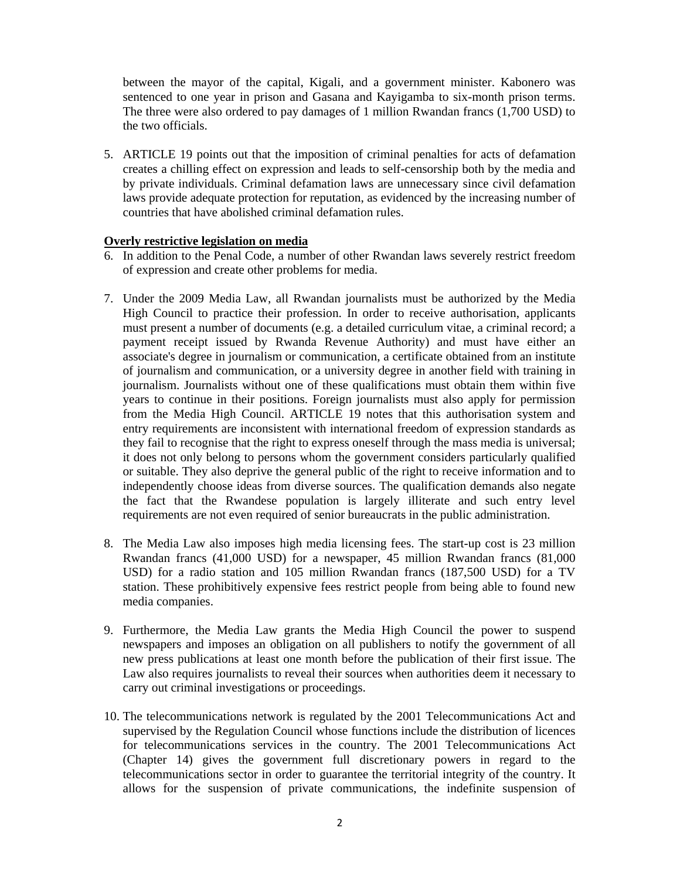between the mayor of the capital, Kigali, and a government minister. Kabonero was sentenced to one year in prison and Gasana and Kayigamba to six-month prison terms. The three were also ordered to pay damages of 1 million Rwandan francs (1,700 USD) to the two officials.

5. ARTICLE 19 points out that the imposition of criminal penalties for acts of defamation creates a chilling effect on expression and leads to self-censorship both by the media and by private individuals. Criminal defamation laws are unnecessary since civil defamation laws provide adequate protection for reputation, as evidenced by the increasing number of countries that have abolished criminal defamation rules.

**Overly restrictive legislation on media**

6. In addition to the Penal Code, a number of other Rwandan laws severely restrict freedom of expression and create other problems for media.

7. Under the 2009 Media Law, all Rwandan journalists must be authorized by the Media High Council to practice their profession. In order to receive authorisation, applicants must present a number of documents (e.g. a detailed curriculum vitae, a criminal record; a payment receipt issued by Rwanda Revenue Authority) and must have either an associate's degree in journalism or communication, a certificate obtained from an institute of journalism and communication, or a university degree in another field with training in journalism. Journalists without one of these qualifications must obtain them within five years to continue in their positions. Foreign journalists must also apply for permission from the Media High Council. ARTICLE 19 notes that this authorisation system and entry requirements are inconsistent with international freedom of expression standards as they fail to recognise that the right to express oneself through the mass media is universal; it does not only belong to persons whom the government considers particularly qualified or suitable. They also deprive the general public of the right to receive information and to independently choose ideas from diverse sources. The qualification demands also negate the fact that the Rwandese population is largely illiterate and such entry level requirements are not even required of senior bureaucrats in the public administration.

8. The Media Law also imposes high media licensing fees. The start-up cost is 23 million Rwandan francs (41,000 USD) for a newspaper, 45 million Rwandan francs (81,000 USD) for a radio station and 105 million Rwandan francs (187,500 USD) for a TV station. These prohibitively expensive fees restrict people from being able to found new media companies.

9. Furthermore, the Media Law grants the Media High Council the power to suspend newspapers and imposes an obligation on all publishers to notify the government of all new press publications at least one month before the publication of their first issue. The Law also requires journalists to reveal their sources when authorities deem it necessary to carry out criminal investigations or proceedings.

10. The telecommunications network is regulated by the 2001 Telecommunications Act and supervised by the Regulation Council whose functions include the distribution of licences for telecommunications services in the country. The 2001 Telecommunications Act (Chapter 14) gives the government full discretionary powers in regard to the telecommunications sector in order to guarantee the territorial integrity of the country. It allows for the suspension of private communications, the indefinite suspension of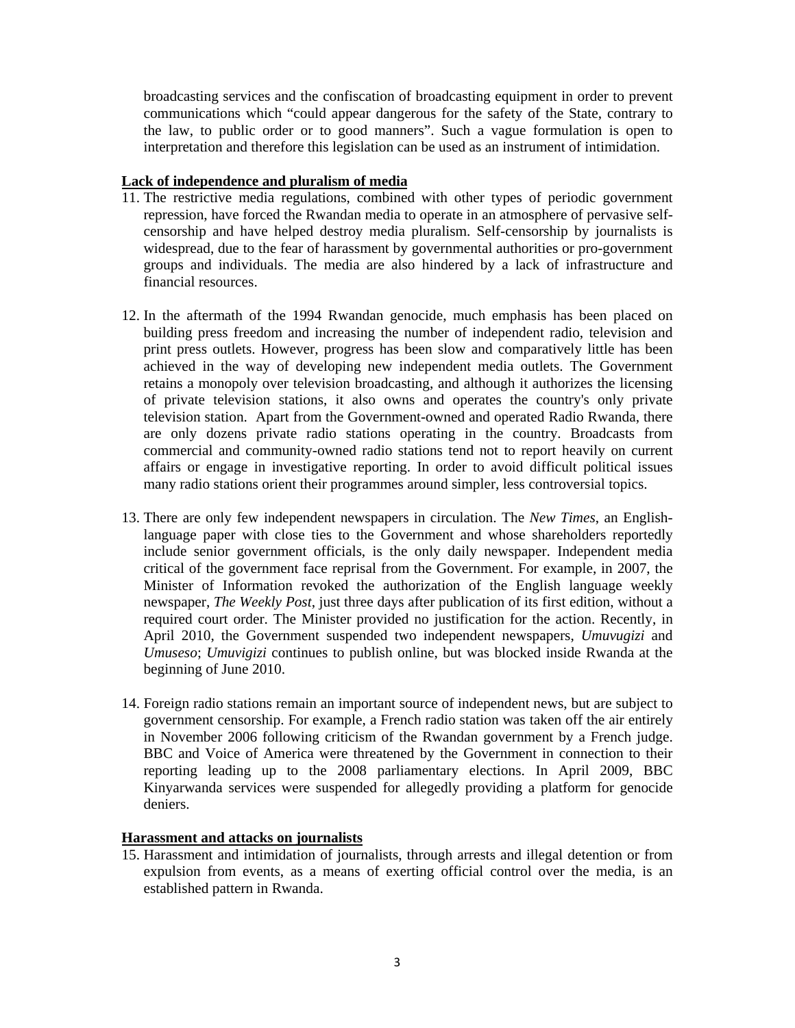broadcasting services and the confiscation of broadcasting equipment in order to prevent communications which "could appear dangerous for the safety of the State, contrary to the law, to public order or to good manners". Such a vague formulation is open to interpretation and therefore this legislation can be used as an instrument of intimidation.

**Lack of independence and pluralism of media**

11. The restrictive media regulations, combined with other types of periodic government repression, have forced the Rwandan media to operate in an atmosphere of pervasive self-censorship and have helped destroy media pluralism. Self-censorship by journalists is widespread, due to the fear of harassment by governmental authorities or pro-government groups and individuals. The media are also hindered by a lack of infrastructure and financial resources.

12. In the aftermath of the 1994 Rwandan genocide, much emphasis has been placed on building press freedom and increasing the number of independent radio, television and print press outlets. However, progress has been slow and comparatively little has been achieved in the way of developing new independent media outlets. The Government retains a monopoly over television broadcasting, and although it authorizes the licensing of private television stations, it also owns and operates the country's only private television station. Apart from the Government-owned and operated Radio Rwanda, there are only dozens private radio stations operating in the country. Broadcasts from commercial and community-owned radio stations tend not to report heavily on current affairs or engage in investigative reporting. In order to avoid difficult political issues many radio stations orient their programmes around simpler, less controversial topics.

13. There are only few independent newspapers in circulation. The *New Times*, an English-language paper with close ties to the Government and whose shareholders reportedly include senior government officials, is the only daily newspaper. Independent media critical of the government face reprisal from the Government. For example, in 2007, the Minister of Information revoked the authorization of the English language weekly newspaper, *The Weekly Post*, just three days after publication of its first edition, without a required court order. The Minister provided no justification for the action. Recently, in April 2010, the Government suspended two independent newspapers, *Umuvugizi* and *Umuseso*; *Umuvigizi* continues to publish online, but was blocked inside Rwanda at the beginning of June 2010.

14. Foreign radio stations remain an important source of independent news, but are subject to government censorship. For example, a French radio station was taken off the air entirely in November 2006 following criticism of the Rwandan government by a French judge. BBC and Voice of America were threatened by the Government in connection to their reporting leading up to the 2008 parliamentary elections. In April 2009, BBC Kinyarwanda services were suspended for allegedly providing a platform for genocide deniers.

**Harassment and attacks on journalists**

15. Harassment and intimidation of journalists, through arrests and illegal detention or from expulsion from events, as a means of exerting official control over the media, is an established pattern in Rwanda.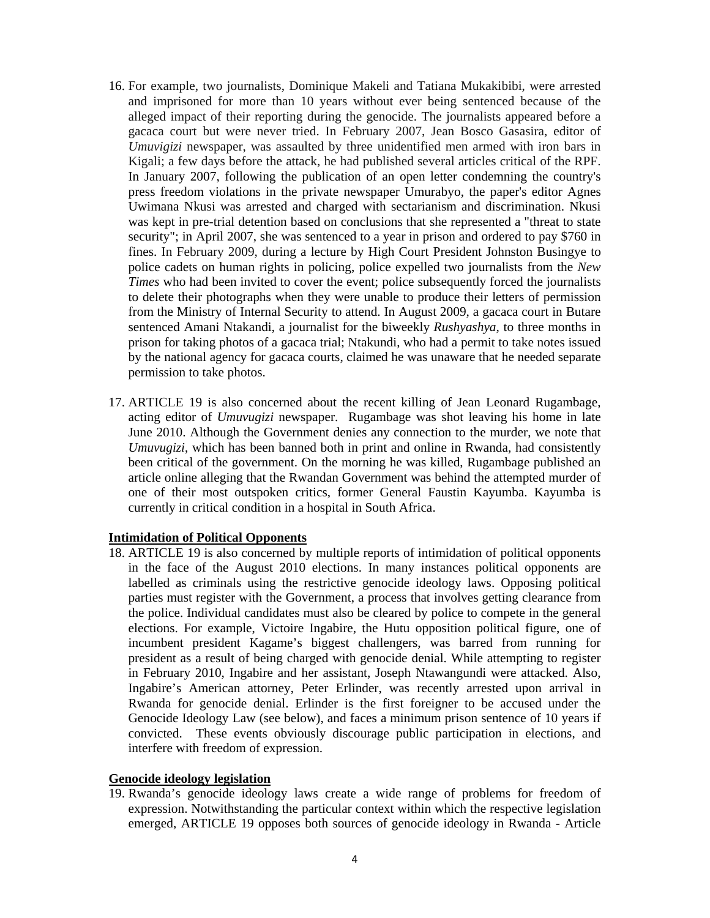16. For example, two journalists, Dominique Makeli and Tatiana Mukakibibi, were arrested and imprisoned for more than 10 years without ever being sentenced because of the alleged impact of their reporting during the genocide. The journalists appeared before a gacaca court but were never tried. In February 2007, Jean Bosco Gasasira, editor of *Umuvigizi* newspaper, was assaulted by three unidentified men armed with iron bars in Kigali; a few days before the attack, he had published several articles critical of the RPF. In January 2007, following the publication of an open letter condemning the country's press freedom violations in the private newspaper Umurabyo, the paper's editor Agnes Uwimana Nkusi was arrested and charged with sectarianism and discrimination. Nkusi was kept in pre-trial detention based on conclusions that she represented a "threat to state security"; in April 2007, she was sentenced to a year in prison and ordered to pay $760 in fines. In February 2009, during a lecture by High Court President Johnston Busingye to police cadets on human rights in policing, police expelled two journalists from the *New Times* who had been invited to cover the event; police subsequently forced the journalists to delete their photographs when they were unable to produce their letters of permission from the Ministry of Internal Security to attend. In August 2009, a gacaca court in Butare sentenced Amani Ntakandi, a journalist for the biweekly *Rushyashya*, to three months in prison for taking photos of a gacaca trial; Ntakundi, who had a permit to take notes issued by the national agency for gacaca courts, claimed he was unaware that he needed separate permission to take photos.

17. ARTICLE 19 is also concerned about the recent killing of Jean Leonard Rugambage, acting editor of *Umuvugizi* newspaper. Rugambage was shot leaving his home in late June 2010. Although the Government denies any connection to the murder, we note that *Umuvugizi*, which has been banned both in print and online in Rwanda, had consistently been critical of the government. On the morning he was killed, Rugambage published an article online alleging that the Rwandan Government was behind the attempted murder of one of their most outspoken critics, former General Faustin Kayumba. Kayumba is currently in critical condition in a hospital in South Africa.

**Intimidation of Political Opponents**

18. ARTICLE 19 is also concerned by multiple reports of intimidation of political opponents in the face of the August 2010 elections. In many instances political opponents are labelled as criminals using the restrictive genocide ideology laws. Opposing political parties must register with the Government, a process that involves getting clearance from the police. Individual candidates must also be cleared by police to compete in the general elections. For example, Victoire Ingabire, the Hutu opposition political figure, one of incumbent president Kagame's biggest challengers, was barred from running for president as a result of being charged with genocide denial. While attempting to register in February 2010, Ingabire and her assistant, Joseph Ntawangundi were attacked. Also, Ingabire's American attorney, Peter Erlinder, was recently arrested upon arrival in Rwanda for genocide denial. Erlinder is the first foreigner to be accused under the Genocide Ideology Law (see below), and faces a minimum prison sentence of 10 years if convicted. These events obviously discourage public participation in elections, and interfere with freedom of expression.

**Genocide ideology legislation**

19. Rwanda's genocide ideology laws create a wide range of problems for freedom of expression. Notwithstanding the particular context within which the respective legislation emerged, ARTICLE 19 opposes both sources of genocide ideology in Rwanda - Article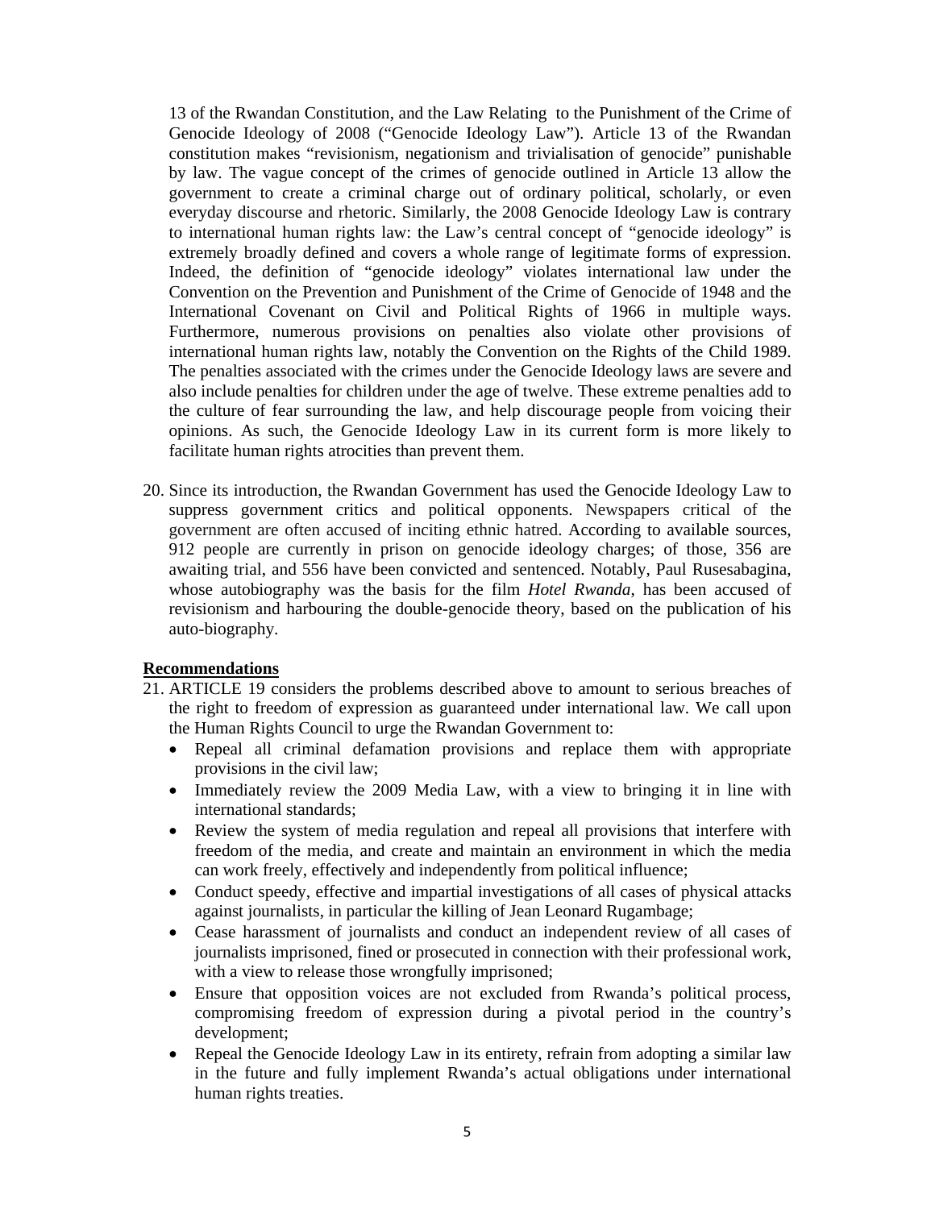13 of the Rwandan Constitution, and the Law Relating to the Punishment of the Crime of Genocide Ideology of 2008 ("Genocide Ideology Law"). Article 13 of the Rwandan constitution makes "revisionism, negationism and trivialisation of genocide" punishable by law. The vague concept of the crimes of genocide outlined in Article 13 allow the government to create a criminal charge out of ordinary political, scholarly, or even everyday discourse and rhetoric. Similarly, the 2008 Genocide Ideology Law is contrary to international human rights law: the Law's central concept of "genocide ideology" is extremely broadly defined and covers a whole range of legitimate forms of expression. Indeed, the definition of "genocide ideology" violates international law under the Convention on the Prevention and Punishment of the Crime of Genocide of 1948 and the International Covenant on Civil and Political Rights of 1966 in multiple ways. Furthermore, numerous provisions on penalties also violate other provisions of international human rights law, notably the Convention on the Rights of the Child 1989. The penalties associated with the crimes under the Genocide Ideology laws are severe and also include penalties for children under the age of twelve. These extreme penalties add to the culture of fear surrounding the law, and help discourage people from voicing their opinions. As such, the Genocide Ideology Law in its current form is more likely to facilitate human rights atrocities than prevent them.

20. Since its introduction, the Rwandan Government has used the Genocide Ideology Law to suppress government critics and political opponents. Newspapers critical of the government are often accused of inciting ethnic hatred. According to available sources, 912 people are currently in prison on genocide ideology charges; of those, 356 are awaiting trial, and 556 have been convicted and sentenced. Notably, Paul Rusesabagina, whose autobiography was the basis for the film *Hotel Rwanda*, has been accused of revisionism and harbouring the double-genocide theory, based on the publication of his auto-biography.

**Recommendations**

21. ARTICLE 19 considers the problems described above to amount to serious breaches of the right to freedom of expression as guaranteed under international law. We call upon the Human Rights Council to urge the Rwandan Government to:
    - Repeal all criminal defamation provisions and replace them with appropriate provisions in the civil law;
    - Immediately review the 2009 Media Law, with a view to bringing it in line with international standards;
    - Review the system of media regulation and repeal all provisions that interfere with freedom of the media, and create and maintain an environment in which the media can work freely, effectively and independently from political influence;
    - Conduct speedy, effective and impartial investigations of all cases of physical attacks against journalists, in particular the killing of Jean Leonard Rugambage;
    - Cease harassment of journalists and conduct an independent review of all cases of journalists imprisoned, fined or prosecuted in connection with their professional work, with a view to release those wrongfully imprisoned;
    - Ensure that opposition voices are not excluded from Rwanda's political process, compromising freedom of expression during a pivotal period in the country's development;
    - Repeal the Genocide Ideology Law in its entirety, refrain from adopting a similar law in the future and fully implement Rwanda's actual obligations under international human rights treaties.